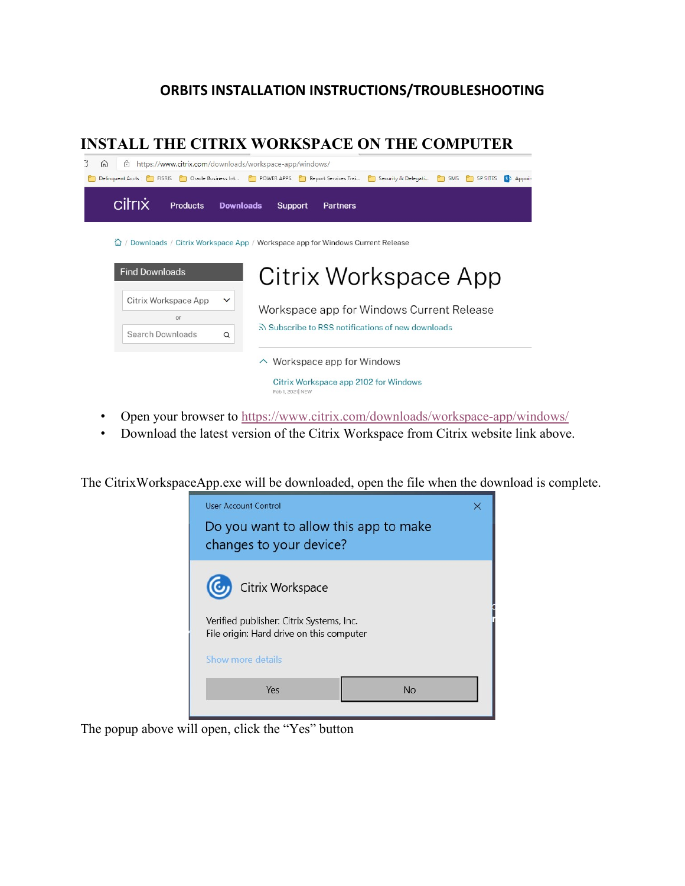# ORBITS INSTALLATION INSTRUCTIONS/TROUBLESHOOTING

## INSTALL THE CITRIX WORKSPACE ON THE COMPUTER

- Open your browser to https://www.citrix.com/downloads/workspace-app/windows/
- Download the latest version of the Citrix Workspace from Citrix website link above.

The CitrixWorkspaceApp.exe will be downloaded, open the file when the download is complete.

The popup above will open, click the "Yes" button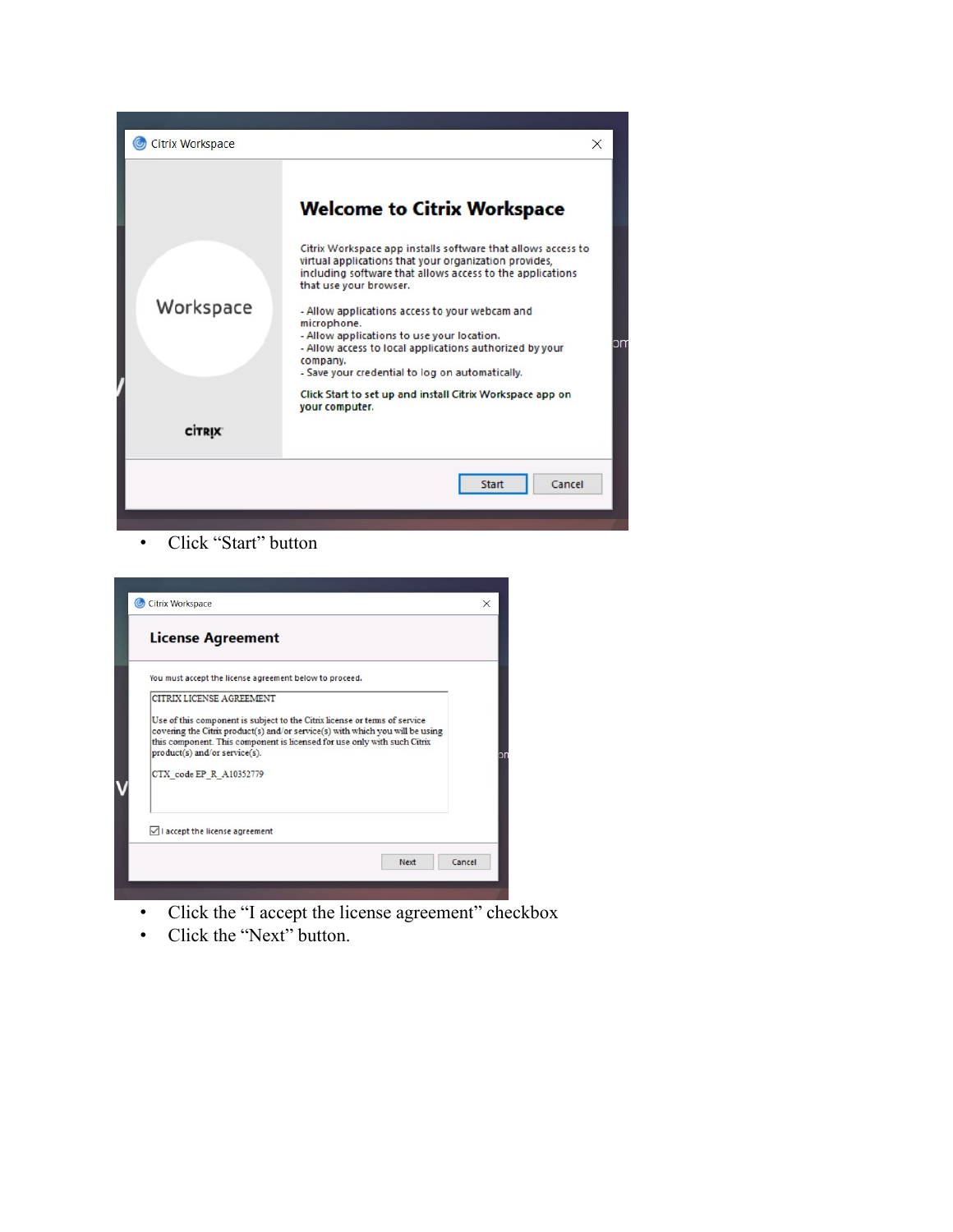- Click "Start" button

- Click the "I accept the license agreement" checkbox
- Click the "Next" button.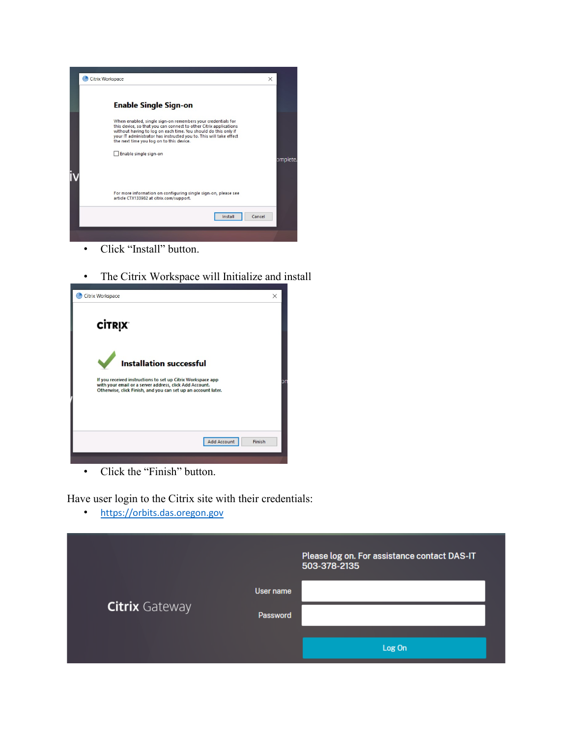- Click "Install" button.

- The Citrix Workspace will Initialize and install

- Click the "Finish" button.

Have user login to the Citrix site with their credentials:

- [https://orbits.das.oregon.gov](https://orbits.das.oregon.gov)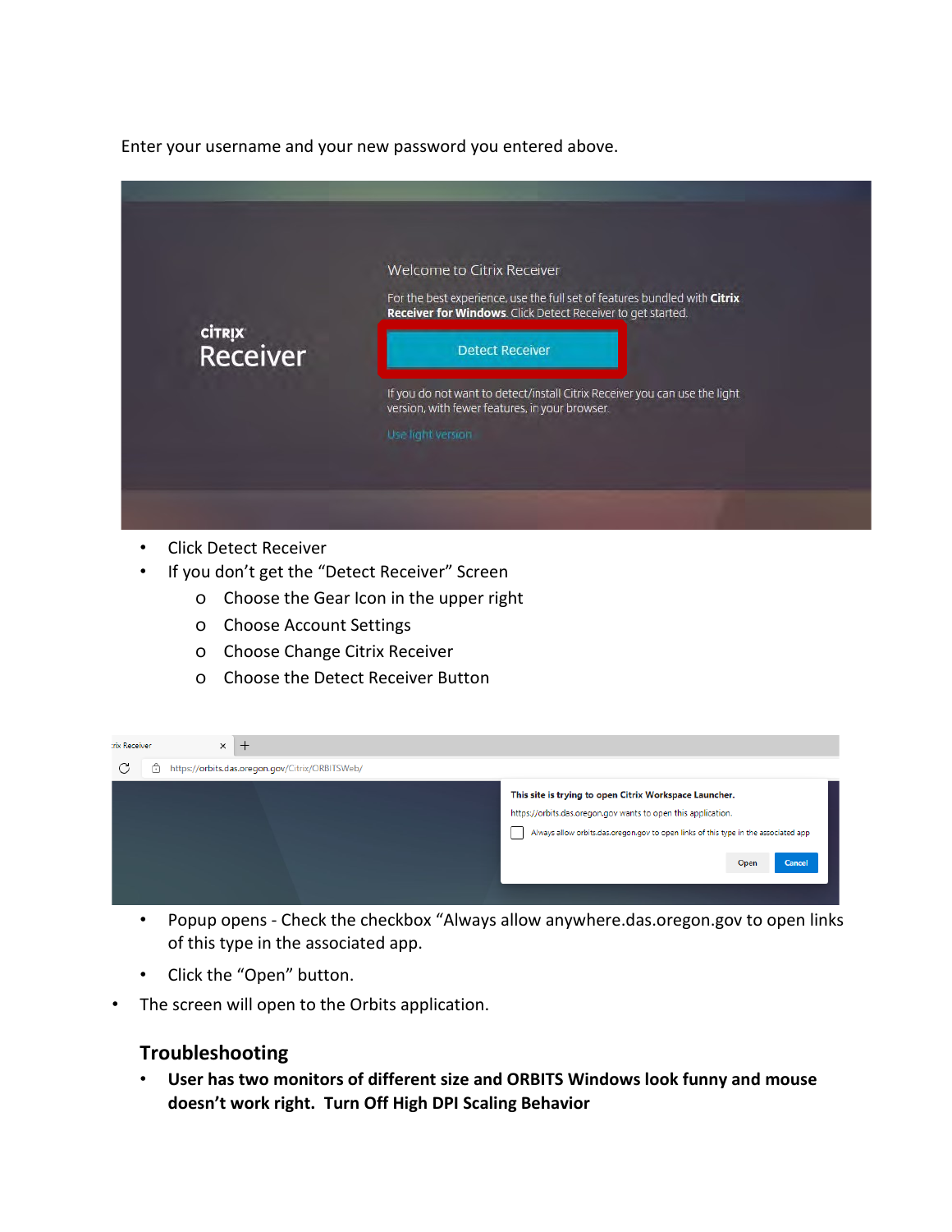Enter your username and your new password you entered above.

- Click Detect Receiver
- If you don't get the "Detect Receiver" Screen
  - Choose the Gear Icon in the upper right
  - Choose Account Settings
  - Choose Change Citrix Receiver
  - Choose the Detect Receiver Button

- Popup opens - Check the checkbox "Always allow anywhere.das.oregon.gov to open links of this type in the associated app.
- Click the "Open" button.

- The screen will open to the Orbits application.

## Troubleshooting

- **User has two monitors of different size and ORBITS Windows look funny and mouse doesn't work right. Turn Off High DPI Scaling Behavior**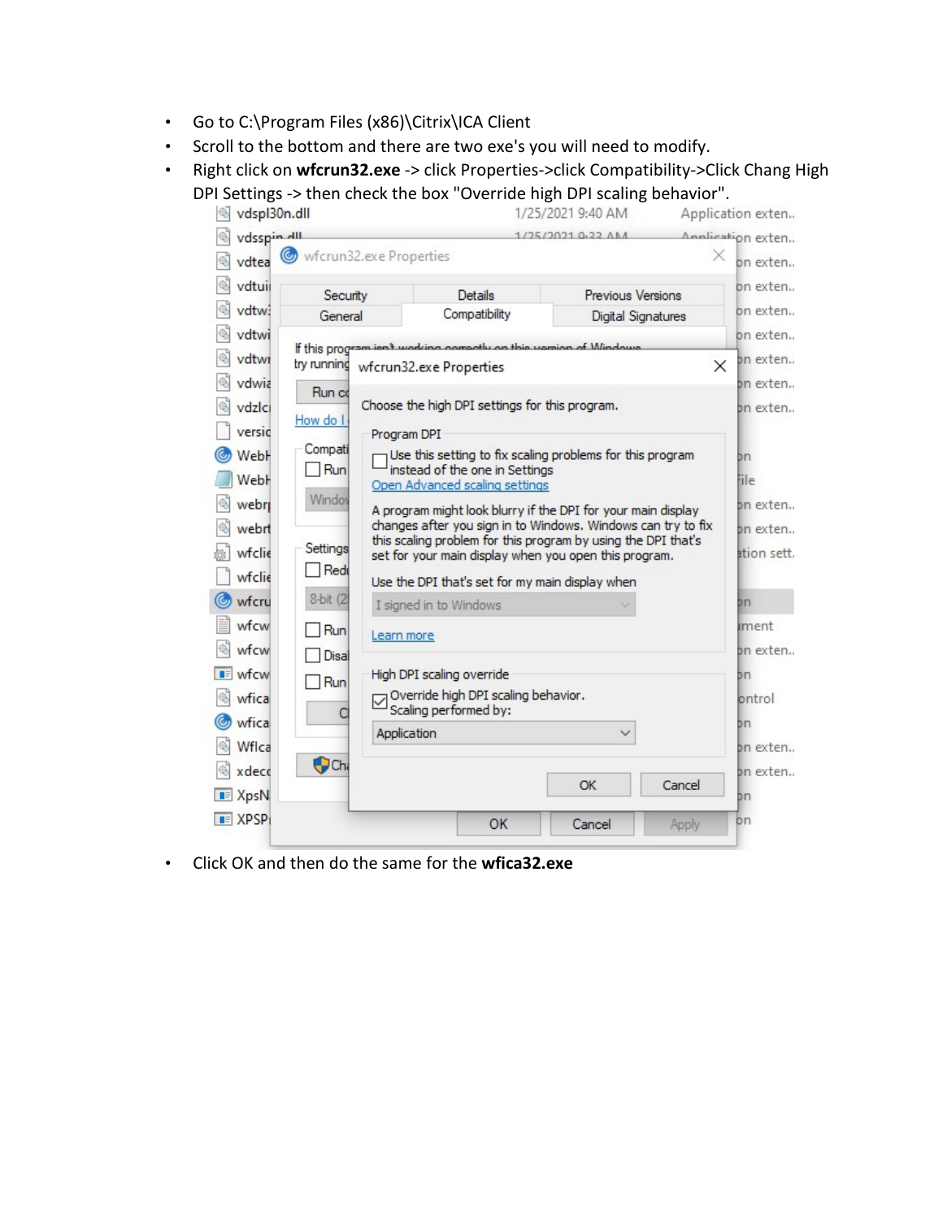- Go to C:\Program Files (x86)\Citrix\ICA Client
- Scroll to the bottom and there are two exe's you will need to modify.
- Right click on **wfcrun32.exe** -> click Properties->click Compatibility->Click Chang High DPI Settings -> then check the box "Override high DPI scaling behavior".
- Click OK and then do the same for the **wfica32.exe**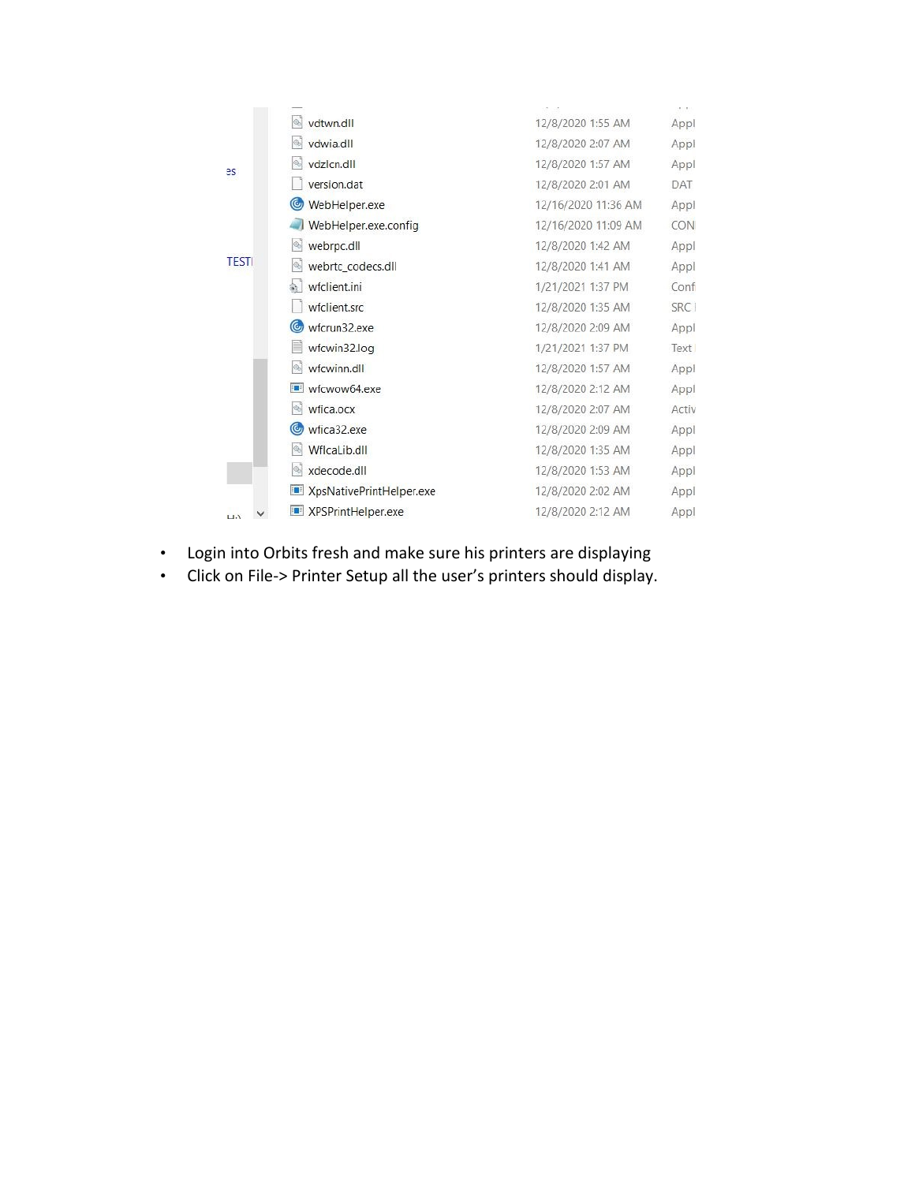| | | |
|---|---|---|
| vdtwn.dll | 12/8/2020 1:55 AM | Appl |
| vdwia.dll | 12/8/2020 2:07 AM | Appl |
| vdzlcn.dll | 12/8/2020 1:57 AM | Appl |
| version.dat | 12/8/2020 2:01 AM | DAT |
| WebHelper.exe | 12/16/2020 11:36 AM | Appl |
| WebHelper.exe.config | 12/16/2020 11:09 AM | CON |
| webrpc.dll | 12/8/2020 1:42 AM | Appl |
| webrtc_codecs.dll | 12/8/2020 1:41 AM | Appl |
| wfclient.ini | 1/21/2021 1:37 PM | Conf |
| wfclient.src | 12/8/2020 1:35 AM | SRC |
| wfcrun32.exe | 12/8/2020 2:09 AM | Appl |
| wfcwin32.log | 1/21/2021 1:37 PM | Text |
| wfcwinn.dll | 12/8/2020 1:57 AM | Appl |
| wfcwow64.exe | 12/8/2020 2:12 AM | Appl |
| wfica.ocx | 12/8/2020 2:07 AM | Activ |
| wfica32.exe | 12/8/2020 2:09 AM | Appl |
| WfIcaLib.dll | 12/8/2020 1:35 AM | Appl |
| xdecode.dll | 12/8/2020 1:53 AM | Appl |
| XpsNativePrintHelper.exe | 12/8/2020 2:02 AM | Appl |
| XPSPrintHelper.exe | 12/8/2020 2:12 AM | Appl |

- Login into Orbits fresh and make sure his printers are displaying
- Click on File-> Printer Setup all the user's printers should display.